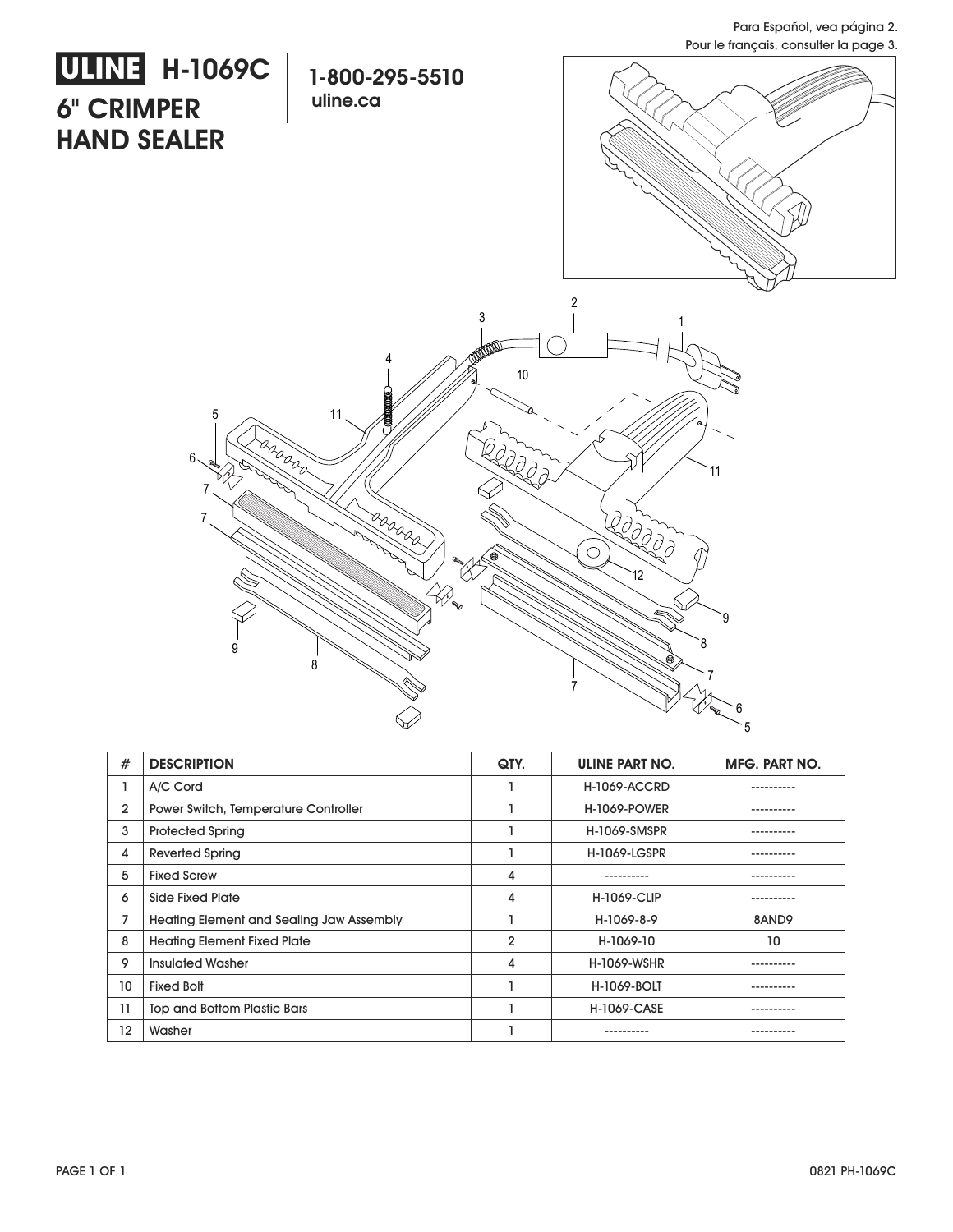Para Español, vea página 2.
Pour le français, consulter la page 3.

# ULINE H-1069C

## 6" CRIMPER HAND SEALER

**1-800-295-5510**
**uline.ca**

| # | DESCRIPTION | QTY. | ULINE PART NO. | MFG. PART NO. |
|---|---|---|---|---|
| 1 | A/C Cord | 1 | H-1069-ACCRD | ---------- |
| 2 | Power Switch, Temperature Controller | 1 | H-1069-POWER | ---------- |
| 3 | Protected Spring | 1 | H-1069-SMSPR | ---------- |
| 4 | Reverted Spring | 1 | H-1069-LGSPR | ---------- |
| 5 | Fixed Screw | 4 | ---------- | ---------- |
| 6 | Side Fixed Plate | 4 | H-1069-CLIP | ---------- |
| 7 | Heating Element and Sealing Jaw Assembly | 1 | H-1069-8-9 | 8AND9 |
| 8 | Heating Element Fixed Plate | 2 | H-1069-10 | 10 |
| 9 | Insulated Washer | 4 | H-1069-WSHR | ---------- |
| 10 | Fixed Bolt | 1 | H-1069-BOLT | ---------- |
| 11 | Top and Bottom Plastic Bars | 1 | H-1069-CASE | ---------- |
| 12 | Washer | 1 | ---------- | ---------- |

0821 PH-1069C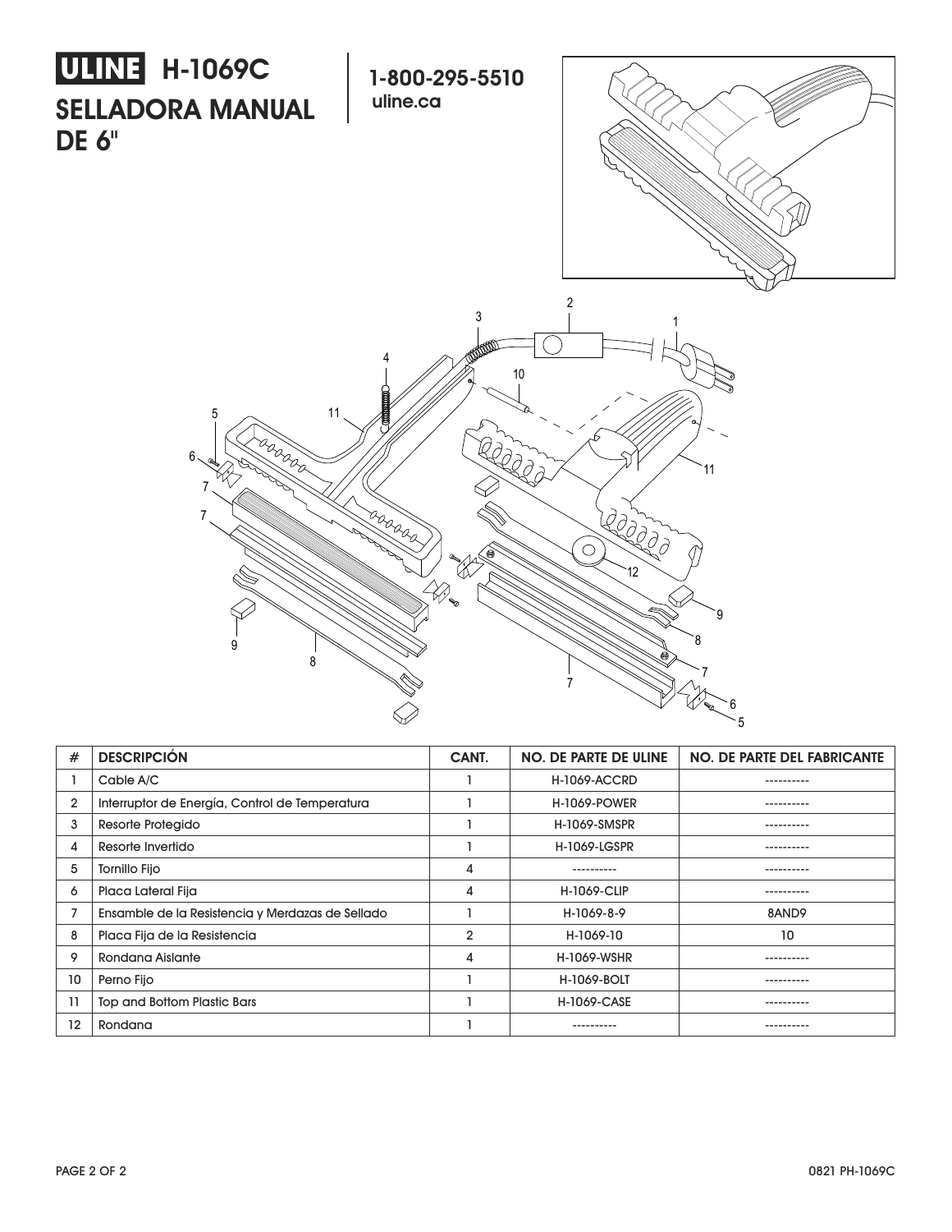# ULINE H-1069C

# SELLADORA MANUAL DE 6"

**1-800-295-5510**
**uline.ca**

| # | DESCRIPCIÓN | CANT. | NO. DE PARTE DE ULINE | NO. DE PARTE DEL FABRICANTE |
|---|---|---|---|---|
| 1 | Cable A/C | 1 | H-1069-ACCRD | ---------- |
| 2 | Interruptor de Energía, Control de Temperatura | 1 | H-1069-POWER | ---------- |
| 3 | Resorte Protegido | 1 | H-1069-SMSPR | ---------- |
| 4 | Resorte Invertido | 1 | H-1069-LGSPR | ---------- |
| 5 | Tornillo Fijo | 4 | ---------- | ---------- |
| 6 | Placa Lateral Fija | 4 | H-1069-CLIP | ---------- |
| 7 | Ensamble de la Resistencia y Merdazas de Sellado | 1 | H-1069-8-9 | 8AND9 |
| 8 | Placa Fija de la Resistencia | 2 | H-1069-10 | 10 |
| 9 | Rondana Aislante | 4 | H-1069-WSHR | ---------- |
| 10 | Perno Fijo | 1 | H-1069-BOLT | ---------- |
| 11 | Top and Bottom Plastic Bars | 1 | H-1069-CASE | ---------- |
| 12 | Rondana | 1 | ---------- | ---------- |

0821 PH-1069C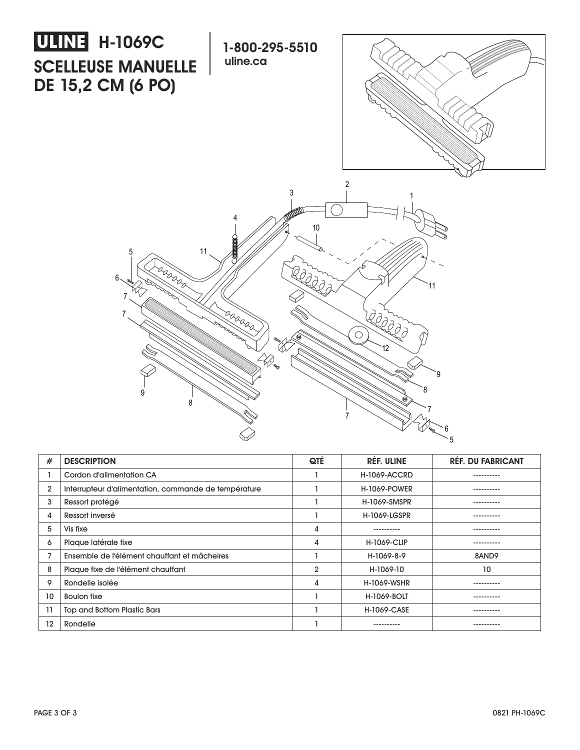# ULINE H-1069C

## SCELLEUSE MANUELLE DE 15,2 CM (6 PO)

**1-800-295-5510**
**uline.ca**

| # | DESCRIPTION | QTÉ | RÉF. ULINE | RÉF. DU FABRICANT |
|---|---|---|---|---|
| 1 | Cordon d'alimentation CA | 1 | H-1069-ACCRD | ---------- |
| 2 | Interrupteur d'alimentation, commande de température | 1 | H-1069-POWER | ---------- |
| 3 | Ressort protégé | 1 | H-1069-SMSPR | ---------- |
| 4 | Ressort inversé | 1 | H-1069-LGSPR | ---------- |
| 5 | Vis fixe | 4 | ---------- | ---------- |
| 6 | Plaque latérale fixe | 4 | H-1069-CLIP | ---------- |
| 7 | Ensemble de l'élément chauffant et mâcheires | 1 | H-1069-8-9 | 8AND9 |
| 8 | Plaque fixe de l'élément chauffant | 2 | H-1069-10 | 10 |
| 9 | Rondelle isolée | 4 | H-1069-WSHR | ---------- |
| 10 | Boulon fixe | 1 | H-1069-BOLT | ---------- |
| 11 | Top and Bottom Plastic Bars | 1 | H-1069-CASE | ---------- |
| 12 | Rondelle | 1 | ---------- | ---------- |

0821 PH-1069C